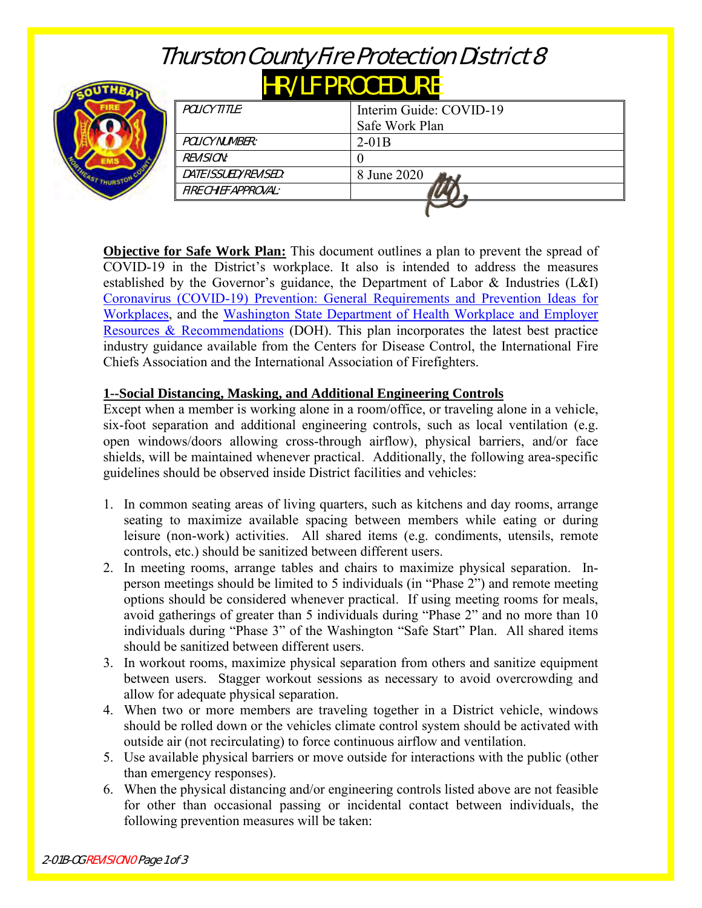# Thurston County Fire Protection District 8

## HR/LF PROCEDURE

| POLICY TITLE: | Interim Guide: COVID-19 Safe Work Plan |
|---|---|
| POLICY NUMBER: | 2-01B |
| REVISION: | 0 |
| DATE ISSUED/REVISED: | 8 June 2020 |
| FIRE CHIEF APPROVAL: | |

**Objective for Safe Work Plan:** This document outlines a plan to prevent the spread of COVID-19 in the District's workplace. It also is intended to address the measures established by the Governor's guidance, the Department of Labor & Industries (L&I) Coronavirus (COVID-19) Prevention: General Requirements and Prevention Ideas for Workplaces, and the Washington State Department of Health Workplace and Employer Resources & Recommendations (DOH). This plan incorporates the latest best practice industry guidance available from the Centers for Disease Control, the International Fire Chiefs Association and the International Association of Firefighters.

**1--Social Distancing, Masking, and Additional Engineering Controls**

Except when a member is working alone in a room/office, or traveling alone in a vehicle, six-foot separation and additional engineering controls, such as local ventilation (e.g. open windows/doors allowing cross-through airflow), physical barriers, and/or face shields, will be maintained whenever practical. Additionally, the following area-specific guidelines should be observed inside District facilities and vehicles:

1. In common seating areas of living quarters, such as kitchens and day rooms, arrange seating to maximize available spacing between members while eating or during leisure (non-work) activities. All shared items (e.g. condiments, utensils, remote controls, etc.) should be sanitized between different users.
2. In meeting rooms, arrange tables and chairs to maximize physical separation. In-person meetings should be limited to 5 individuals (in "Phase 2") and remote meeting options should be considered whenever practical. If using meeting rooms for meals, avoid gatherings of greater than 5 individuals during "Phase 2" and no more than 10 individuals during "Phase 3" of the Washington "Safe Start" Plan. All shared items should be sanitized between different users.
3. In workout rooms, maximize physical separation from others and sanitize equipment between users. Stagger workout sessions as necessary to avoid overcrowding and allow for adequate physical separation.
4. When two or more members are traveling together in a District vehicle, windows should be rolled down or the vehicles climate control system should be activated with outside air (not recirculating) to force continuous airflow and ventilation.
5. Use available physical barriers or move outside for interactions with the public (other than emergency responses).
6. When the physical distancing and/or engineering controls listed above are not feasible for other than occasional passing or incidental contact between individuals, the following prevention measures will be taken: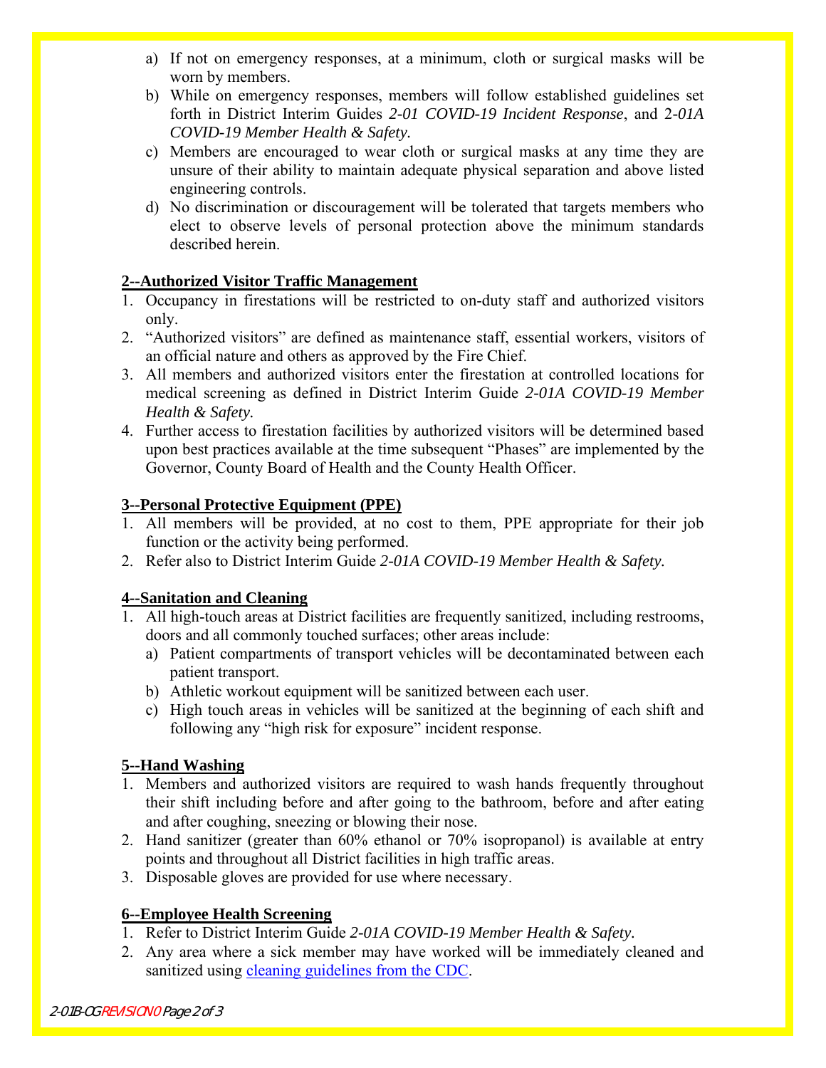a) If not on emergency responses, at a minimum, cloth or surgical masks will be worn by members.
b) While on emergency responses, members will follow established guidelines set forth in District Interim Guides *2-01 COVID-19 Incident Response*, and 2*-01A COVID-19 Member Health & Safety.*
c) Members are encouraged to wear cloth or surgical masks at any time they are unsure of their ability to maintain adequate physical separation and above listed engineering controls.
d) No discrimination or discouragement will be tolerated that targets members who elect to observe levels of personal protection above the minimum standards described herein.

## 2--Authorized Visitor Traffic Management

1. Occupancy in firestations will be restricted to on-duty staff and authorized visitors only.
2. "Authorized visitors" are defined as maintenance staff, essential workers, visitors of an official nature and others as approved by the Fire Chief.
3. All members and authorized visitors enter the firestation at controlled locations for medical screening as defined in District Interim Guide *2-01A COVID-19 Member Health & Safety.*
4. Further access to firestation facilities by authorized visitors will be determined based upon best practices available at the time subsequent "Phases" are implemented by the Governor, County Board of Health and the County Health Officer.

## 3--Personal Protective Equipment (PPE)

1. All members will be provided, at no cost to them, PPE appropriate for their job function or the activity being performed.
2. Refer also to District Interim Guide *2-01A COVID-19 Member Health & Safety.*

## 4--Sanitation and Cleaning

1. All high-touch areas at District facilities are frequently sanitized, including restrooms, doors and all commonly touched surfaces; other areas include:
   a) Patient compartments of transport vehicles will be decontaminated between each patient transport.
   b) Athletic workout equipment will be sanitized between each user.
   c) High touch areas in vehicles will be sanitized at the beginning of each shift and following any "high risk for exposure" incident response.

## 5--Hand Washing

1. Members and authorized visitors are required to wash hands frequently throughout their shift including before and after going to the bathroom, before and after eating and after coughing, sneezing or blowing their nose.
2. Hand sanitizer (greater than 60% ethanol or 70% isopropanol) is available at entry points and throughout all District facilities in high traffic areas.
3. Disposable gloves are provided for use where necessary.

## 6--Employee Health Screening

1. Refer to District Interim Guide *2-01A COVID-19 Member Health & Safety.*
2. Any area where a sick member may have worked will be immediately cleaned and sanitized using [cleaning guidelines from the CDC](#).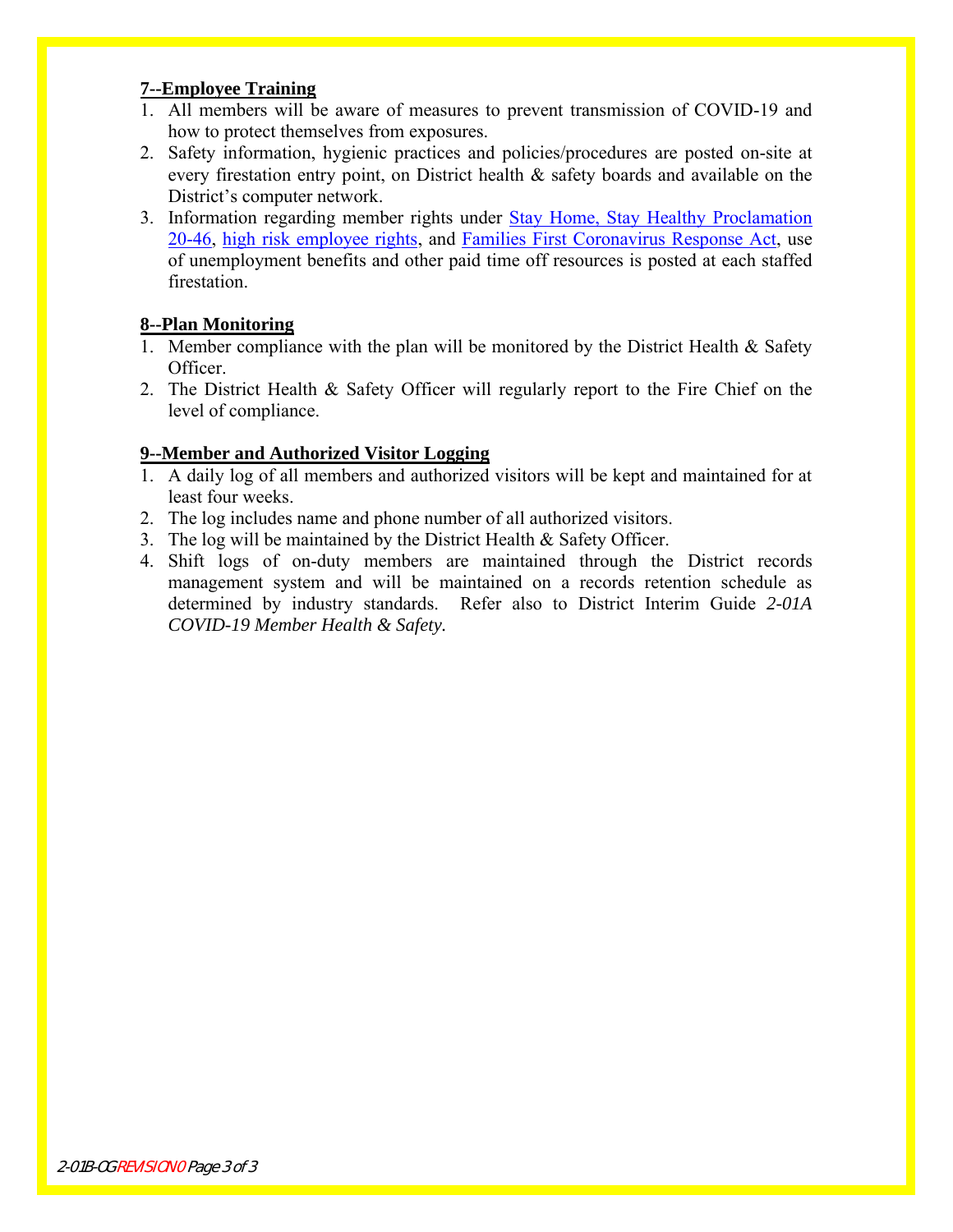**7--Employee Training**

1. All members will be aware of measures to prevent transmission of COVID-19 and how to protect themselves from exposures.
2. Safety information, hygienic practices and policies/procedures are posted on-site at every firestation entry point, on District health & safety boards and available on the District's computer network.
3. Information regarding member rights under Stay Home, Stay Healthy Proclamation 20-46, high risk employee rights, and Families First Coronavirus Response Act, use of unemployment benefits and other paid time off resources is posted at each staffed firestation.

**8--Plan Monitoring**

1. Member compliance with the plan will be monitored by the District Health & Safety Officer.
2. The District Health & Safety Officer will regularly report to the Fire Chief on the level of compliance.

**9--Member and Authorized Visitor Logging**

1. A daily log of all members and authorized visitors will be kept and maintained for at least four weeks.
2. The log includes name and phone number of all authorized visitors.
3. The log will be maintained by the District Health & Safety Officer.
4. Shift logs of on-duty members are maintained through the District records management system and will be maintained on a records retention schedule as determined by industry standards. Refer also to District Interim Guide *2-01A COVID-19 Member Health & Safety.*